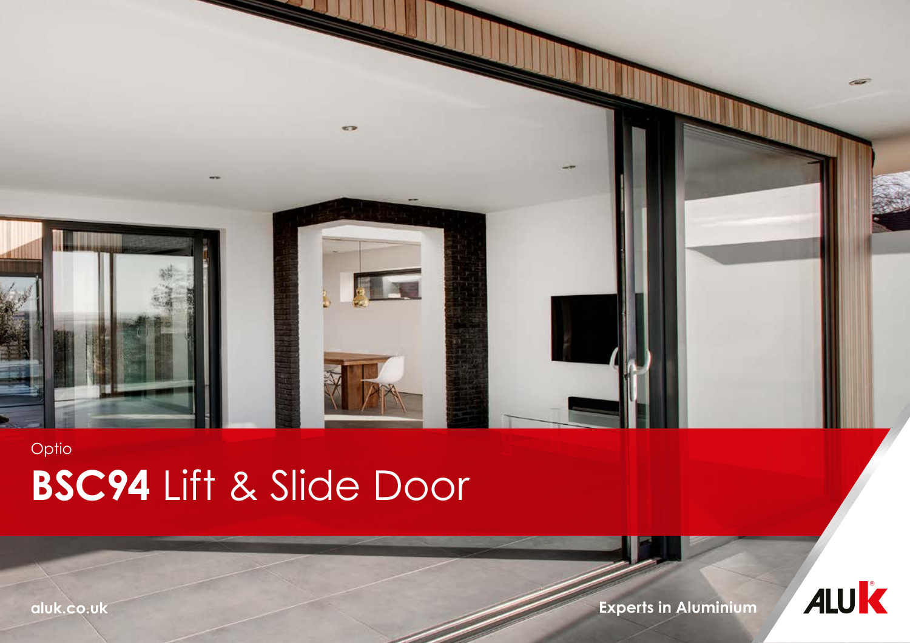Optio

# **BSC94** Lift & Slide Door

aluk.co.uk

**Experts in Aluminium**

ALUK®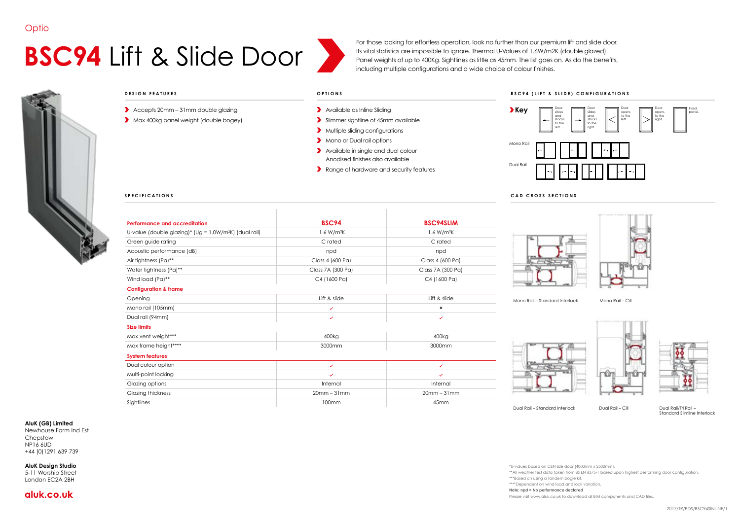Optio

# **BSC94** Lift & Slide Door

For those looking for effortless operation, look no further than our premium lift and slide door. Its vital statistics are impossible to ignore. Thermal U-Values of 1.6W/m2K (double glazed). Panel weights of up to 400Kg. Sightlines as little as 45mm. The list goes on. As do the benefits, including multiple configurations and a wide choice of colour finishes.

### DESIGN FEATURES

- Accepts 20mm – 31mm double glazing
- Max 400kg panel weight (double bogey)

### OPTIONS

- Available as Inline Sliding
- Slimmer sightline of 45mm available
- Multiple sliding configurations
- Mono or Dual rail options
- Available in single and dual colour
  Anodised finishes also available
- Range of hardware and security features

### BSC94 (LIFT & SLIDE) CONFIGURATIONS

**Key**

Door slides and stacks to the left.

Door slides and stacks to the right.

Door opens to the left.

Door opens to the right.

Fixed panel.

Mono Rail

Dual Rail

### SPECIFICATIONS

| Performance and accreditation | BSC94 | BSC94SLIM |
|---|---|---|
| U-value (double glazing)* (Ug = 1.0W/m²K) (dual rail) | 1.6 W/m²K | 1.6 W/m²K |
| Green guide rating | C rated | C rated |
| Acoustic performance (dB) | npd | npd |
| Air tightness (Pa)** | Class 4 (600 Pa) | Class 4 (600 Pa) |
| Water tightness (Pa)** | Class 7A (300 Pa) | Class 7A (300 Pa) |
| Wind load (Pa)** | C4 (1600 Pa) | C4 (1600 Pa) |
| **Configuration & frame** | | |
| Opening | Lift & slide | Lift & slide |
| Mono rail (105mm) | ✓ | × |
| Dual rail (94mm) | ✓ | ✓ |
| **Size limits** | | |
| Max vent weight*** | 400kg | 400kg |
| Max frame height**** | 3000mm | 3000mm |
| **System features** | | |
| Dual colour option | ✓ | ✓ |
| Multi-point locking | ✓ | ✓ |
| Glazing options | Internal | Internal |
| Glazing thickness | 20mm – 31mm | 20mm – 31mm |
| Sightlines | 100mm | 45mm |

### CAD CROSS SECTIONS

Mono Rail – Standard Interlock

Mono Rail – Cill

Dual Rail – Standard Interlock

Dual Rail – Cill

Dual Rail/Tri Rail – Standard Slimline Interlock

*U-values based on CEN size door (4000mm x 2500mm).
**All weather test data taken from BS EN 6375-1 based upon highest performing door configuration.
***Based on using a Tandem bogie kit.
****Dependent on wind load and lock variation.
**Note: npd = No performance declared**
Please visit www.aluk.co.uk to download all BIM components and CAD files.

**AluK (GB) Limited**
Newhouse Farm Ind Est
Chepstow
NP16 6UD
+44 (0)1291 639 739

**AluK Design Studio**
5-11 Worship Street
London EC2A 2BH

**aluk.co.uk**

2017/TR/PDS/BSC94SINLINE/1